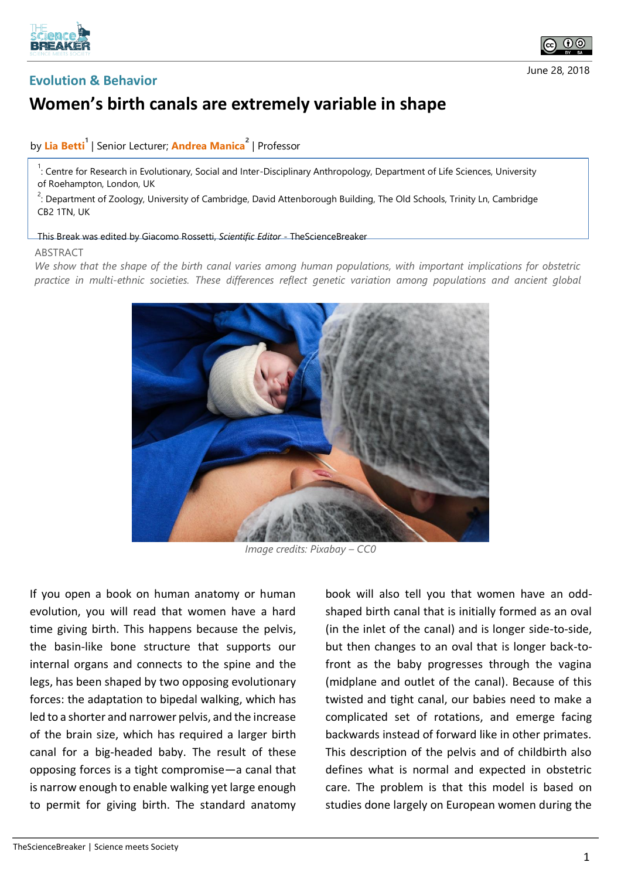Evolution & Behavior

# Women's birth canals are extremely variable in shape

by **Lia Betti**[1] | Senior Lecturer; **Andrea Manica**[2] | Professor

[1]: Centre for Research in Evolutionary, Social and Inter-Disciplinary Anthropology, Department of Life Sciences, University of Roehampton, London, UK

[2]: Department of Zoology, University of Cambridge, David Attenborough Building, The Old Schools, Trinity Ln, Cambridge CB2 1TN, UK

This Break was edited by Giacomo Rossetti, *Scientific Editor* - TheScienceBreaker

June 28, 2018

ABSTRACT

*We show that the shape of the birth canal varies among human populations, with important implications for obstetric practice in multi-ethnic societies. These differences reflect genetic variation among populations and ancient global*

*Image credits: Pixabay – CC0*

If you open a book on human anatomy or human evolution, you will read that women have a hard time giving birth. This happens because the pelvis, the basin-like bone structure that supports our internal organs and connects to the spine and the legs, has been shaped by two opposing evolutionary forces: the adaptation to bipedal walking, which has led to a shorter and narrower pelvis, and the increase of the brain size, which has required a larger birth canal for a big-headed baby. The result of these opposing forces is a tight compromise—a canal that is narrow enough to enable walking yet large enough to permit for giving birth. The standard anatomy book will also tell you that women have an odd-shaped birth canal that is initially formed as an oval (in the inlet of the canal) and is longer side-to-side, but then changes to an oval that is longer back-to-front as the baby progresses through the vagina (midplane and outlet of the canal). Because of this twisted and tight canal, our babies need to make a complicated set of rotations, and emerge facing backwards instead of forward like in other primates. This description of the pelvis and of childbirth also defines what is normal and expected in obstetric care. The problem is that this model is based on studies done largely on European women during the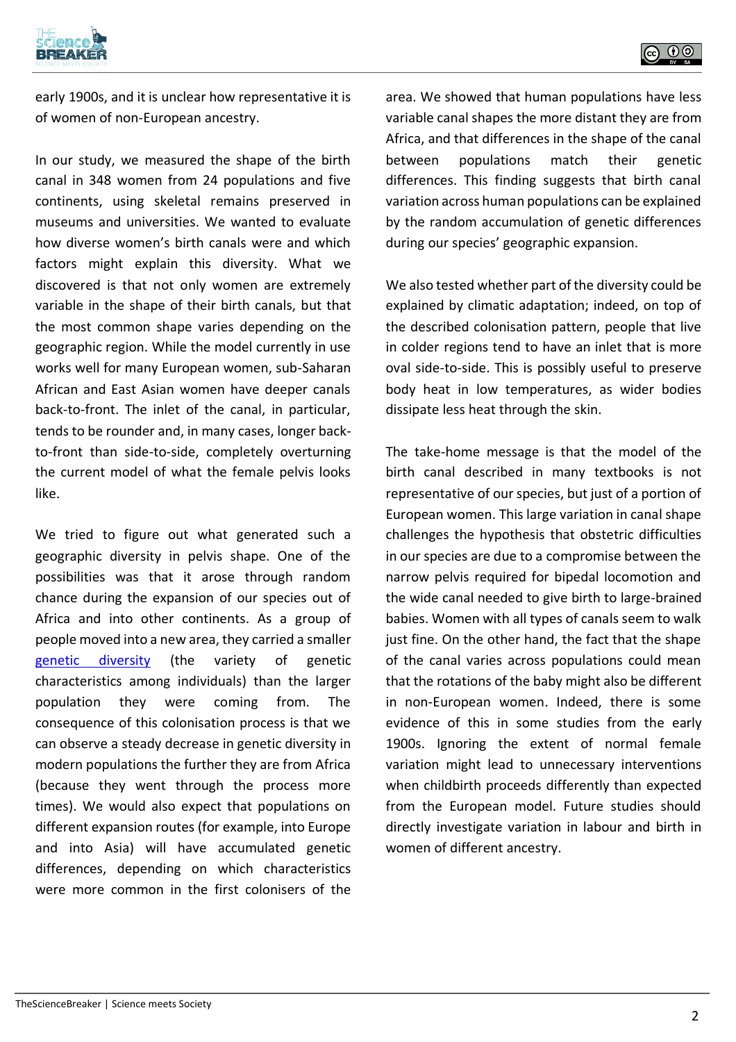early 1900s, and it is unclear how representative it is of women of non-European ancestry.

In our study, we measured the shape of the birth canal in 348 women from 24 populations and five continents, using skeletal remains preserved in museums and universities. We wanted to evaluate how diverse women's birth canals were and which factors might explain this diversity. What we discovered is that not only women are extremely variable in the shape of their birth canals, but that the most common shape varies depending on the geographic region. While the model currently in use works well for many European women, sub-Saharan African and East Asian women have deeper canals back-to-front. The inlet of the canal, in particular, tends to be rounder and, in many cases, longer back-to-front than side-to-side, completely overturning the current model of what the female pelvis looks like.

We tried to figure out what generated such a geographic diversity in pelvis shape. One of the possibilities was that it arose through random chance during the expansion of our species out of Africa and into other continents. As a group of people moved into a new area, they carried a smaller genetic diversity (the variety of genetic characteristics among individuals) than the larger population they were coming from. The consequence of this colonisation process is that we can observe a steady decrease in genetic diversity in modern populations the further they are from Africa (because they went through the process more times). We would also expect that populations on different expansion routes (for example, into Europe and into Asia) will have accumulated genetic differences, depending on which characteristics were more common in the first colonisers of the area. We showed that human populations have less variable canal shapes the more distant they are from Africa, and that differences in the shape of the canal between populations match their genetic differences. This finding suggests that birth canal variation across human populations can be explained by the random accumulation of genetic differences during our species' geographic expansion.

We also tested whether part of the diversity could be explained by climatic adaptation; indeed, on top of the described colonisation pattern, people that live in colder regions tend to have an inlet that is more oval side-to-side. This is possibly useful to preserve body heat in low temperatures, as wider bodies dissipate less heat through the skin.

The take-home message is that the model of the birth canal described in many textbooks is not representative of our species, but just of a portion of European women. This large variation in canal shape challenges the hypothesis that obstetric difficulties in our species are due to a compromise between the narrow pelvis required for bipedal locomotion and the wide canal needed to give birth to large-brained babies. Women with all types of canals seem to walk just fine. On the other hand, the fact that the shape of the canal varies across populations could mean that the rotations of the baby might also be different in non-European women. Indeed, there is some evidence of this in some studies from the early 1900s. Ignoring the extent of normal female variation might lead to unnecessary interventions when childbirth proceeds differently than expected from the European model. Future studies should directly investigate variation in labour and birth in women of different ancestry.